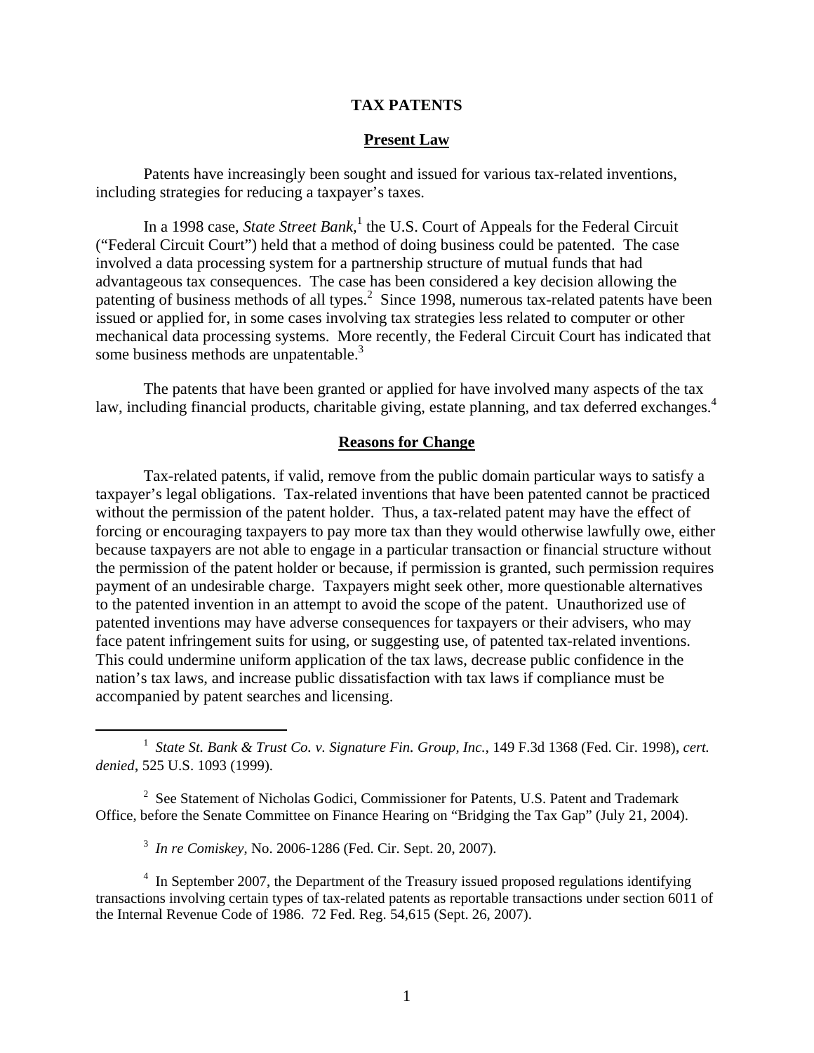# TAX PATENTS

## Present Law

Patents have increasingly been sought and issued for various tax-related inventions, including strategies for reducing a taxpayer's taxes.

In a 1998 case, *State Street Bank*,[1] the U.S. Court of Appeals for the Federal Circuit ("Federal Circuit Court") held that a method of doing business could be patented. The case involved a data processing system for a partnership structure of mutual funds that had advantageous tax consequences. The case has been considered a key decision allowing the patenting of business methods of all types.[2] Since 1998, numerous tax-related patents have been issued or applied for, in some cases involving tax strategies less related to computer or other mechanical data processing systems. More recently, the Federal Circuit Court has indicated that some business methods are unpatentable.[3]

The patents that have been granted or applied for have involved many aspects of the tax law, including financial products, charitable giving, estate planning, and tax deferred exchanges.[4]

## Reasons for Change

Tax-related patents, if valid, remove from the public domain particular ways to satisfy a taxpayer's legal obligations. Tax-related inventions that have been patented cannot be practiced without the permission of the patent holder. Thus, a tax-related patent may have the effect of forcing or encouraging taxpayers to pay more tax than they would otherwise lawfully owe, either because taxpayers are not able to engage in a particular transaction or financial structure without the permission of the patent holder or because, if permission is granted, such permission requires payment of an undesirable charge. Taxpayers might seek other, more questionable alternatives to the patented invention in an attempt to avoid the scope of the patent. Unauthorized use of patented inventions may have adverse consequences for taxpayers or their advisers, who may face patent infringement suits for using, or suggesting use, of patented tax-related inventions. This could undermine uniform application of the tax laws, decrease public confidence in the nation's tax laws, and increase public dissatisfaction with tax laws if compliance must be accompanied by patent searches and licensing.

---

[1] *State St. Bank & Trust Co. v. Signature Fin. Group, Inc.*, 149 F.3d 1368 (Fed. Cir. 1998), *cert. denied*, 525 U.S. 1093 (1999).

[2] See Statement of Nicholas Godici, Commissioner for Patents, U.S. Patent and Trademark Office, before the Senate Committee on Finance Hearing on "Bridging the Tax Gap" (July 21, 2004).

[3] *In re Comiskey*, No. 2006-1286 (Fed. Cir. Sept. 20, 2007).

[4] In September 2007, the Department of the Treasury issued proposed regulations identifying transactions involving certain types of tax-related patents as reportable transactions under section 6011 of the Internal Revenue Code of 1986. 72 Fed. Reg. 54,615 (Sept. 26, 2007).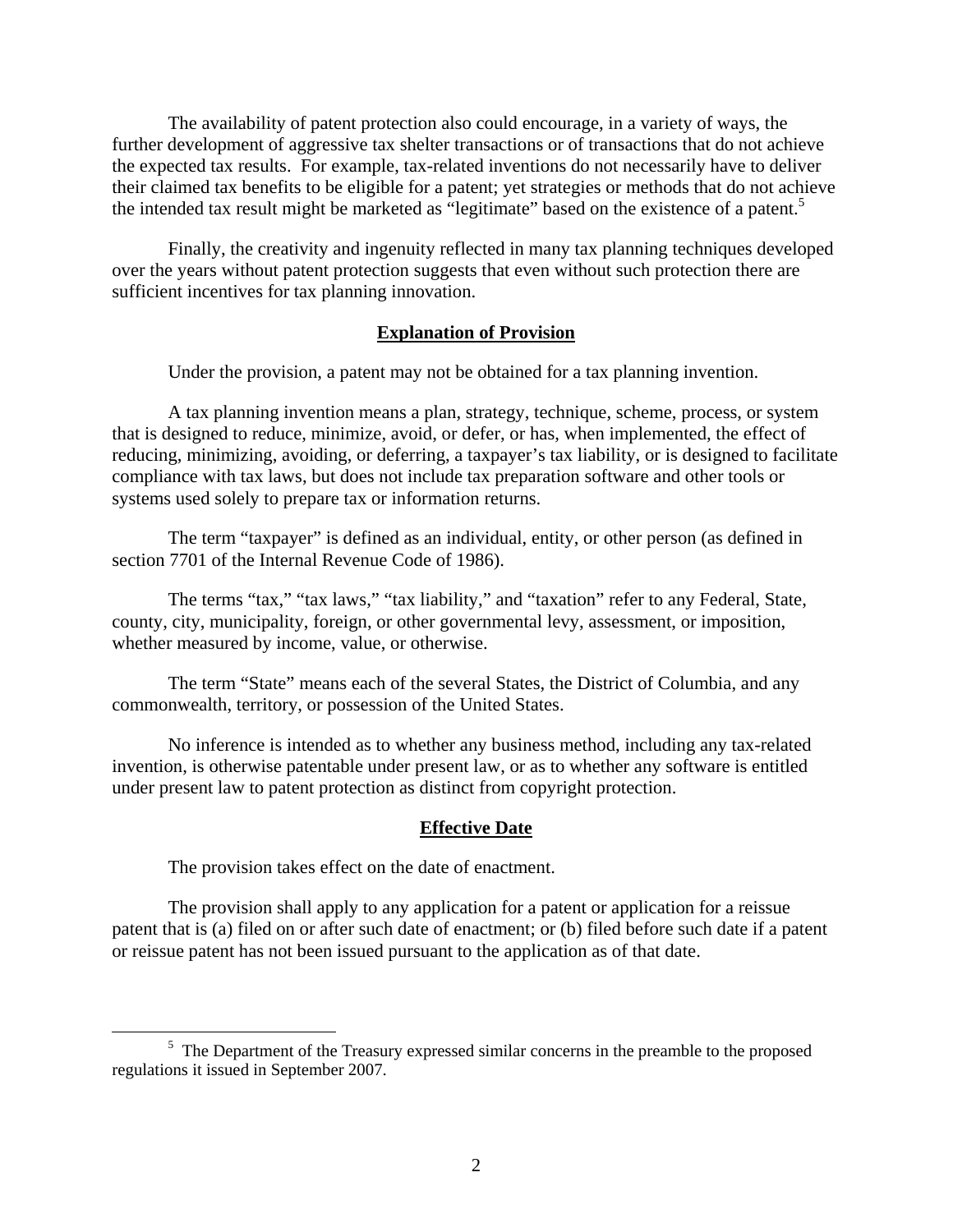The availability of patent protection also could encourage, in a variety of ways, the further development of aggressive tax shelter transactions or of transactions that do not achieve the expected tax results. For example, tax-related inventions do not necessarily have to deliver their claimed tax benefits to be eligible for a patent; yet strategies or methods that do not achieve the intended tax result might be marketed as "legitimate" based on the existence of a patent.[5]

Finally, the creativity and ingenuity reflected in many tax planning techniques developed over the years without patent protection suggests that even without such protection there are sufficient incentives for tax planning innovation.

## Explanation of Provision

Under the provision, a patent may not be obtained for a tax planning invention.

A tax planning invention means a plan, strategy, technique, scheme, process, or system that is designed to reduce, minimize, avoid, or defer, or has, when implemented, the effect of reducing, minimizing, avoiding, or deferring, a taxpayer's tax liability, or is designed to facilitate compliance with tax laws, but does not include tax preparation software and other tools or systems used solely to prepare tax or information returns.

The term "taxpayer" is defined as an individual, entity, or other person (as defined in section 7701 of the Internal Revenue Code of 1986).

The terms "tax," "tax laws," "tax liability," and "taxation" refer to any Federal, State, county, city, municipality, foreign, or other governmental levy, assessment, or imposition, whether measured by income, value, or otherwise.

The term "State" means each of the several States, the District of Columbia, and any commonwealth, territory, or possession of the United States.

No inference is intended as to whether any business method, including any tax-related invention, is otherwise patentable under present law, or as to whether any software is entitled under present law to patent protection as distinct from copyright protection.

## Effective Date

The provision takes effect on the date of enactment.

The provision shall apply to any application for a patent or application for a reissue patent that is (a) filed on or after such date of enactment; or (b) filed before such date if a patent or reissue patent has not been issued pursuant to the application as of that date.

---

[5] The Department of the Treasury expressed similar concerns in the preamble to the proposed regulations it issued in September 2007.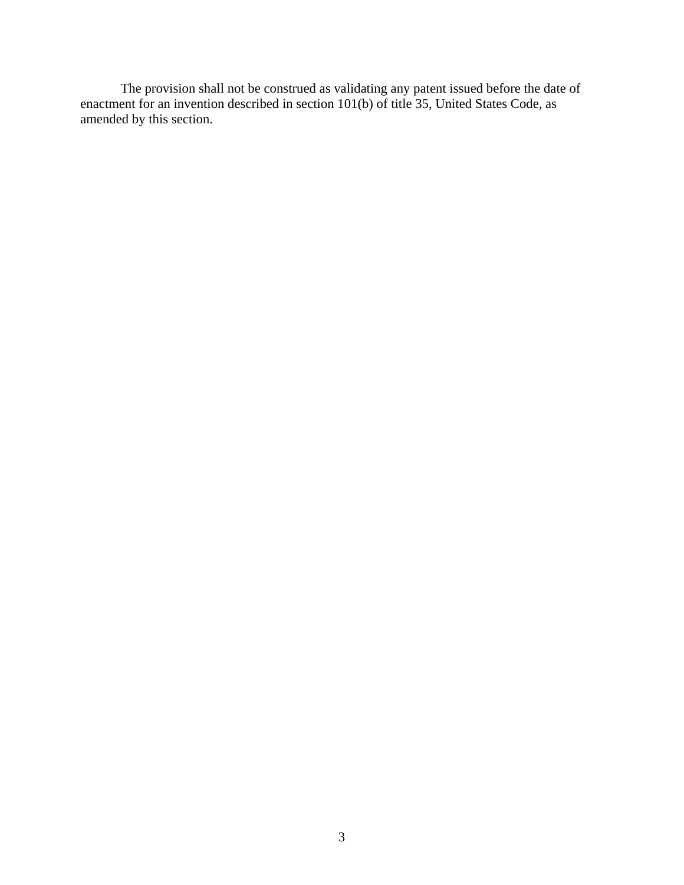The provision shall not be construed as validating any patent issued before the date of enactment for an invention described in section 101(b) of title 35, United States Code, as amended by this section.